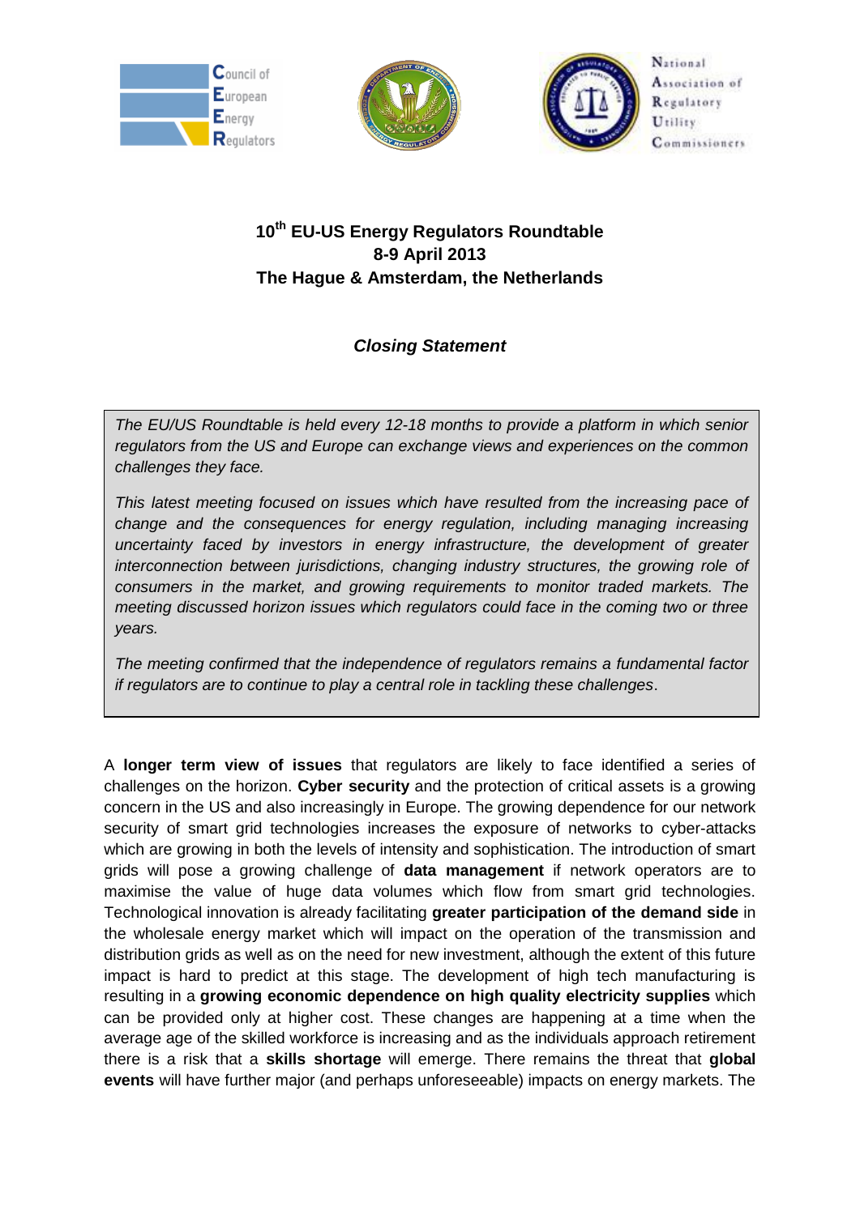Council of European Energy Regulators

National Association of Regulatory Utility Commissioners

# 10th EU-US Energy Regulators Roundtable
## 8-9 April 2013
## The Hague & Amsterdam, the Netherlands

### *Closing Statement*

*The EU/US Roundtable is held every 12-18 months to provide a platform in which senior regulators from the US and Europe can exchange views and experiences on the common challenges they face.*

*This latest meeting focused on issues which have resulted from the increasing pace of change and the consequences for energy regulation, including managing increasing uncertainty faced by investors in energy infrastructure, the development of greater interconnection between jurisdictions, changing industry structures, the growing role of consumers in the market, and growing requirements to monitor traded markets. The meeting discussed horizon issues which regulators could face in the coming two or three years.*

*The meeting confirmed that the independence of regulators remains a fundamental factor if regulators are to continue to play a central role in tackling these challenges*.

A **longer term view of issues** that regulators are likely to face identified a series of challenges on the horizon. **Cyber security** and the protection of critical assets is a growing concern in the US and also increasingly in Europe. The growing dependence for our network security of smart grid technologies increases the exposure of networks to cyber-attacks which are growing in both the levels of intensity and sophistication. The introduction of smart grids will pose a growing challenge of **data management** if network operators are to maximise the value of huge data volumes which flow from smart grid technologies. Technological innovation is already facilitating **greater participation of the demand side** in the wholesale energy market which will impact on the operation of the transmission and distribution grids as well as on the need for new investment, although the extent of this future impact is hard to predict at this stage. The development of high tech manufacturing is resulting in a **growing economic dependence on high quality electricity supplies** which can be provided only at higher cost. These changes are happening at a time when the average age of the skilled workforce is increasing and as the individuals approach retirement there is a risk that a **skills shortage** will emerge. There remains the threat that **global events** will have further major (and perhaps unforeseeable) impacts on energy markets. The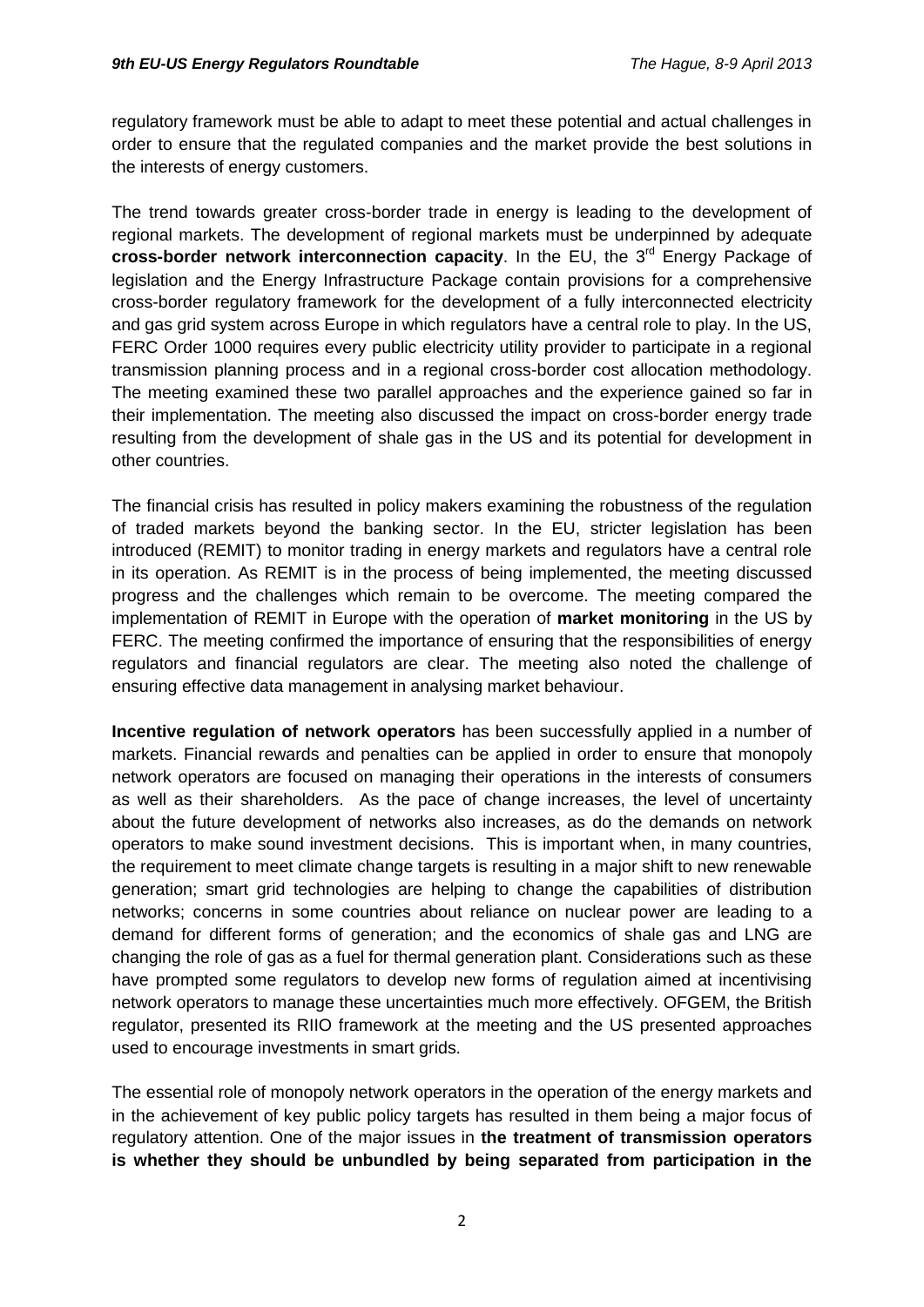regulatory framework must be able to adapt to meet these potential and actual challenges in order to ensure that the regulated companies and the market provide the best solutions in the interests of energy customers.

The trend towards greater cross-border trade in energy is leading to the development of regional markets. The development of regional markets must be underpinned by adequate **cross-border network interconnection capacity**. In the EU, the 3rd Energy Package of legislation and the Energy Infrastructure Package contain provisions for a comprehensive cross-border regulatory framework for the development of a fully interconnected electricity and gas grid system across Europe in which regulators have a central role to play. In the US, FERC Order 1000 requires every public electricity utility provider to participate in a regional transmission planning process and in a regional cross-border cost allocation methodology. The meeting examined these two parallel approaches and the experience gained so far in their implementation. The meeting also discussed the impact on cross-border energy trade resulting from the development of shale gas in the US and its potential for development in other countries.

The financial crisis has resulted in policy makers examining the robustness of the regulation of traded markets beyond the banking sector. In the EU, stricter legislation has been introduced (REMIT) to monitor trading in energy markets and regulators have a central role in its operation. As REMIT is in the process of being implemented, the meeting discussed progress and the challenges which remain to be overcome. The meeting compared the implementation of REMIT in Europe with the operation of **market monitoring** in the US by FERC. The meeting confirmed the importance of ensuring that the responsibilities of energy regulators and financial regulators are clear. The meeting also noted the challenge of ensuring effective data management in analysing market behaviour.

**Incentive regulation of network operators** has been successfully applied in a number of markets. Financial rewards and penalties can be applied in order to ensure that monopoly network operators are focused on managing their operations in the interests of consumers as well as their shareholders. As the pace of change increases, the level of uncertainty about the future development of networks also increases, as do the demands on network operators to make sound investment decisions. This is important when, in many countries, the requirement to meet climate change targets is resulting in a major shift to new renewable generation; smart grid technologies are helping to change the capabilities of distribution networks; concerns in some countries about reliance on nuclear power are leading to a demand for different forms of generation; and the economics of shale gas and LNG are changing the role of gas as a fuel for thermal generation plant. Considerations such as these have prompted some regulators to develop new forms of regulation aimed at incentivising network operators to manage these uncertainties much more effectively. OFGEM, the British regulator, presented its RIIO framework at the meeting and the US presented approaches used to encourage investments in smart grids.

The essential role of monopoly network operators in the operation of the energy markets and in the achievement of key public policy targets has resulted in them being a major focus of regulatory attention. One of the major issues in **the treatment of transmission operators is whether they should be unbundled by being separated from participation in the**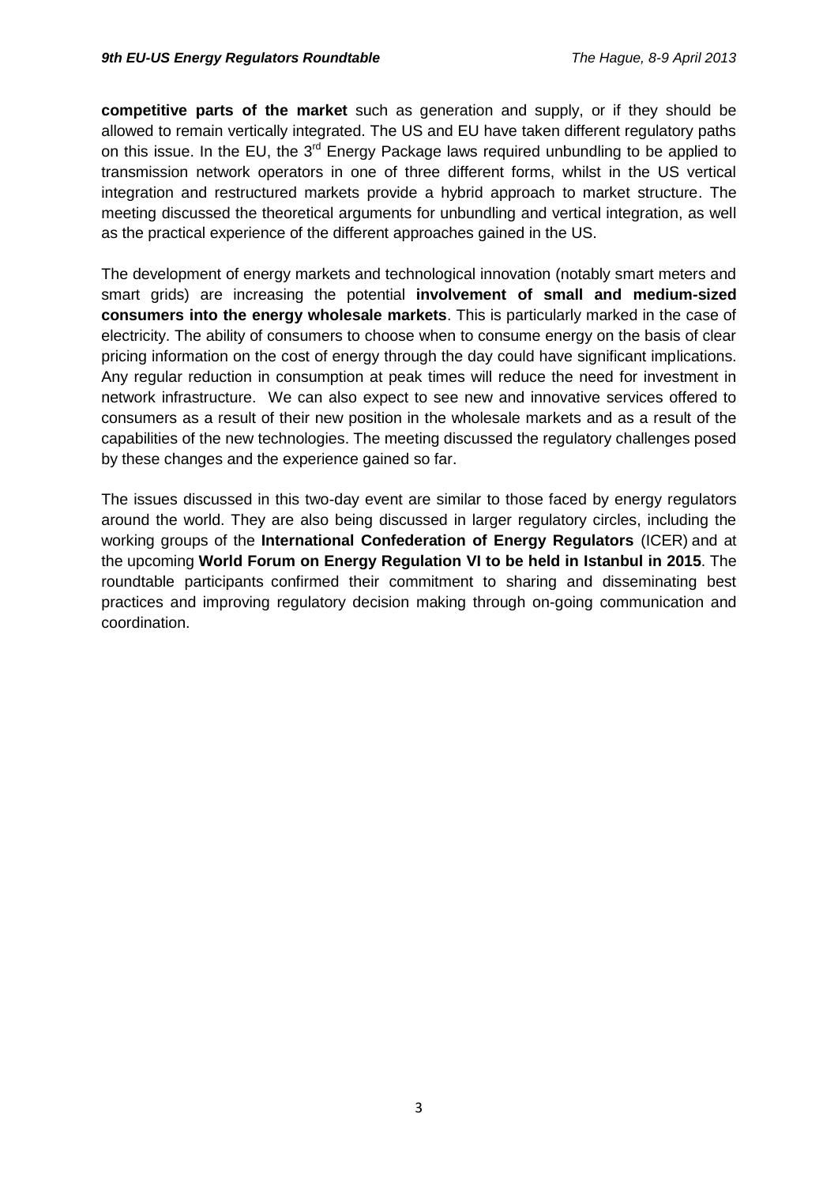**competitive parts of the market** such as generation and supply, or if they should be allowed to remain vertically integrated. The US and EU have taken different regulatory paths on this issue. In the EU, the 3[rd] Energy Package laws required unbundling to be applied to transmission network operators in one of three different forms, whilst in the US vertical integration and restructured markets provide a hybrid approach to market structure. The meeting discussed the theoretical arguments for unbundling and vertical integration, as well as the practical experience of the different approaches gained in the US.

The development of energy markets and technological innovation (notably smart meters and smart grids) are increasing the potential **involvement of small and medium-sized consumers into the energy wholesale markets**. This is particularly marked in the case of electricity. The ability of consumers to choose when to consume energy on the basis of clear pricing information on the cost of energy through the day could have significant implications. Any regular reduction in consumption at peak times will reduce the need for investment in network infrastructure. We can also expect to see new and innovative services offered to consumers as a result of their new position in the wholesale markets and as a result of the capabilities of the new technologies. The meeting discussed the regulatory challenges posed by these changes and the experience gained so far.

The issues discussed in this two-day event are similar to those faced by energy regulators around the world. They are also being discussed in larger regulatory circles, including the working groups of the **International Confederation of Energy Regulators** (ICER) and at the upcoming **World Forum on Energy Regulation VI to be held in Istanbul in 2015**. The roundtable participants confirmed their commitment to sharing and disseminating best practices and improving regulatory decision making through on-going communication and coordination.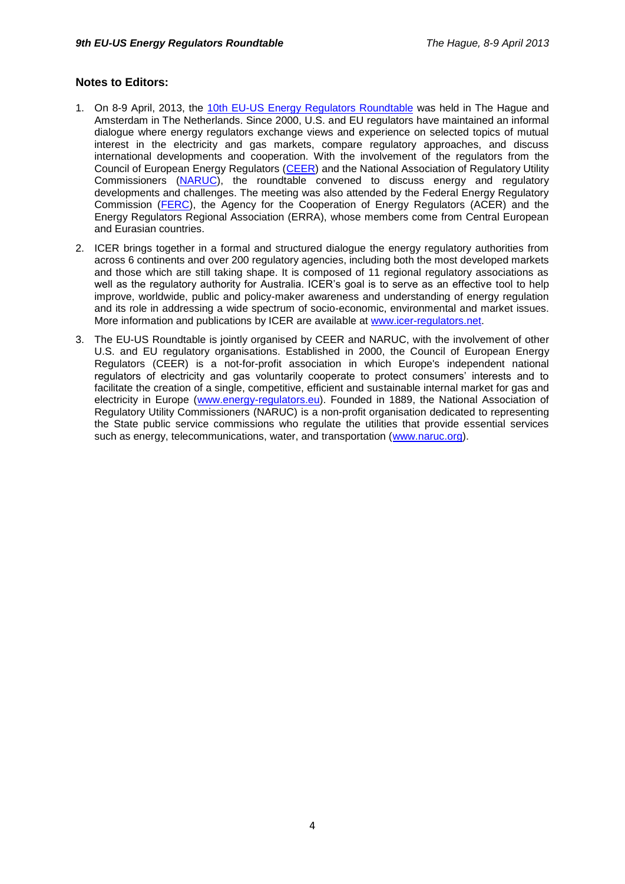## Notes to Editors:

1. On 8-9 April, 2013, the [10th EU-US Energy Regulators Roundtable] was held in The Hague and Amsterdam in The Netherlands. Since 2000, U.S. and EU regulators have maintained an informal dialogue where energy regulators exchange views and experience on selected topics of mutual interest in the electricity and gas markets, compare regulatory approaches, and discuss international developments and cooperation. With the involvement of the regulators from the Council of European Energy Regulators (CEER) and the National Association of Regulatory Utility Commissioners (NARUC), the roundtable convened to discuss energy and regulatory developments and challenges. The meeting was also attended by the Federal Energy Regulatory Commission (FERC), the Agency for the Cooperation of Energy Regulators (ACER) and the Energy Regulators Regional Association (ERRA), whose members come from Central European and Eurasian countries.

2. ICER brings together in a formal and structured dialogue the energy regulatory authorities from across 6 continents and over 200 regulatory agencies, including both the most developed markets and those which are still taking shape. It is composed of 11 regional regulatory associations as well as the regulatory authority for Australia. ICER's goal is to serve as an effective tool to help improve, worldwide, public and policy-maker awareness and understanding of energy regulation and its role in addressing a wide spectrum of socio-economic, environmental and market issues. More information and publications by ICER are available at www.icer-regulators.net.

3. The EU-US Roundtable is jointly organised by CEER and NARUC, with the involvement of other U.S. and EU regulatory organisations. Established in 2000, the Council of European Energy Regulators (CEER) is a not-for-profit association in which Europe's independent national regulators of electricity and gas voluntarily cooperate to protect consumers' interests and to facilitate the creation of a single, competitive, efficient and sustainable internal market for gas and electricity in Europe (www.energy-regulators.eu). Founded in 1889, the National Association of Regulatory Utility Commissioners (NARUC) is a non-profit organisation dedicated to representing the State public service commissions who regulate the utilities that provide essential services such as energy, telecommunications, water, and transportation (www.naruc.org).